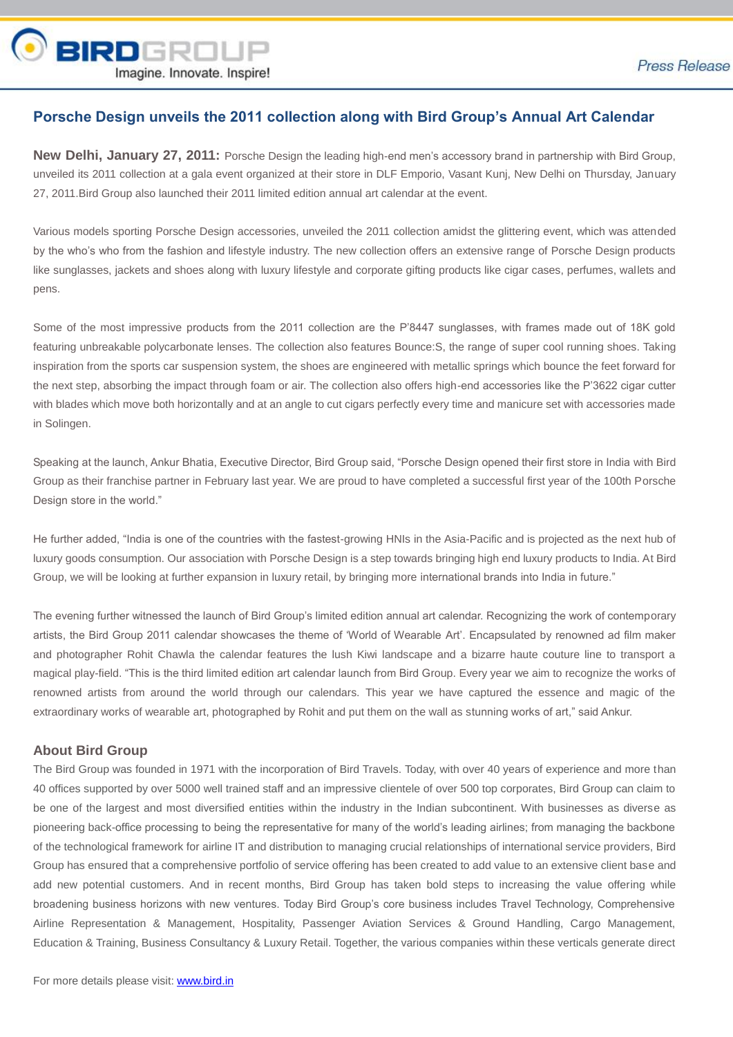# Porsche Design unveils the 2011 collection along with Bird Group's Annual Art Calendar

**New Delhi, January 27, 2011:** Porsche Design the leading high-end men's accessory brand in partnership with Bird Group, unveiled its 2011 collection at a gala event organized at their store in DLF Emporio, Vasant Kunj, New Delhi on Thursday, January 27, 2011.Bird Group also launched their 2011 limited edition annual art calendar at the event.

Various models sporting Porsche Design accessories, unveiled the 2011 collection amidst the glittering event, which was attended by the who's who from the fashion and lifestyle industry. The new collection offers an extensive range of Porsche Design products like sunglasses, jackets and shoes along with luxury lifestyle and corporate gifting products like cigar cases, perfumes, wallets and pens.

Some of the most impressive products from the 2011 collection are the P'8447 sunglasses, with frames made out of 18K gold featuring unbreakable polycarbonate lenses. The collection also features Bounce:S, the range of super cool running shoes. Taking inspiration from the sports car suspension system, the shoes are engineered with metallic springs which bounce the feet forward for the next step, absorbing the impact through foam or air. The collection also offers high-end accessories like the P'3622 cigar cutter with blades which move both horizontally and at an angle to cut cigars perfectly every time and manicure set with accessories made in Solingen.

Speaking at the launch, Ankur Bhatia, Executive Director, Bird Group said, "Porsche Design opened their first store in India with Bird Group as their franchise partner in February last year. We are proud to have completed a successful first year of the 100th Porsche Design store in the world."

He further added, "India is one of the countries with the fastest-growing HNIs in the Asia-Pacific and is projected as the next hub of luxury goods consumption. Our association with Porsche Design is a step towards bringing high end luxury products to India. At Bird Group, we will be looking at further expansion in luxury retail, by bringing more international brands into India in future."

The evening further witnessed the launch of Bird Group's limited edition annual art calendar. Recognizing the work of contemporary artists, the Bird Group 2011 calendar showcases the theme of 'World of Wearable Art'. Encapsulated by renowned ad film maker and photographer Rohit Chawla the calendar features the lush Kiwi landscape and a bizarre haute couture line to transport a magical play-field. "This is the third limited edition art calendar launch from Bird Group. Every year we aim to recognize the works of renowned artists from around the world through our calendars. This year we have captured the essence and magic of the extraordinary works of wearable art, photographed by Rohit and put them on the wall as stunning works of art," said Ankur.

## About Bird Group

The Bird Group was founded in 1971 with the incorporation of Bird Travels. Today, with over 40 years of experience and more than 40 offices supported by over 5000 well trained staff and an impressive clientele of over 500 top corporates, Bird Group can claim to be one of the largest and most diversified entities within the industry in the Indian subcontinent. With businesses as diverse as pioneering back-office processing to being the representative for many of the world's leading airlines; from managing the backbone of the technological framework for airline IT and distribution to managing crucial relationships of international service providers, Bird Group has ensured that a comprehensive portfolio of service offering has been created to add value to an extensive client base and add new potential customers. And in recent months, Bird Group has taken bold steps to increasing the value offering while broadening business horizons with new ventures. Today Bird Group's core business includes Travel Technology, Comprehensive Airline Representation & Management, Hospitality, Passenger Aviation Services & Ground Handling, Cargo Management, Education & Training, Business Consultancy & Luxury Retail. Together, the various companies within these verticals generate direct

For more details please visit: [www.bird.in](http://www.bird.in)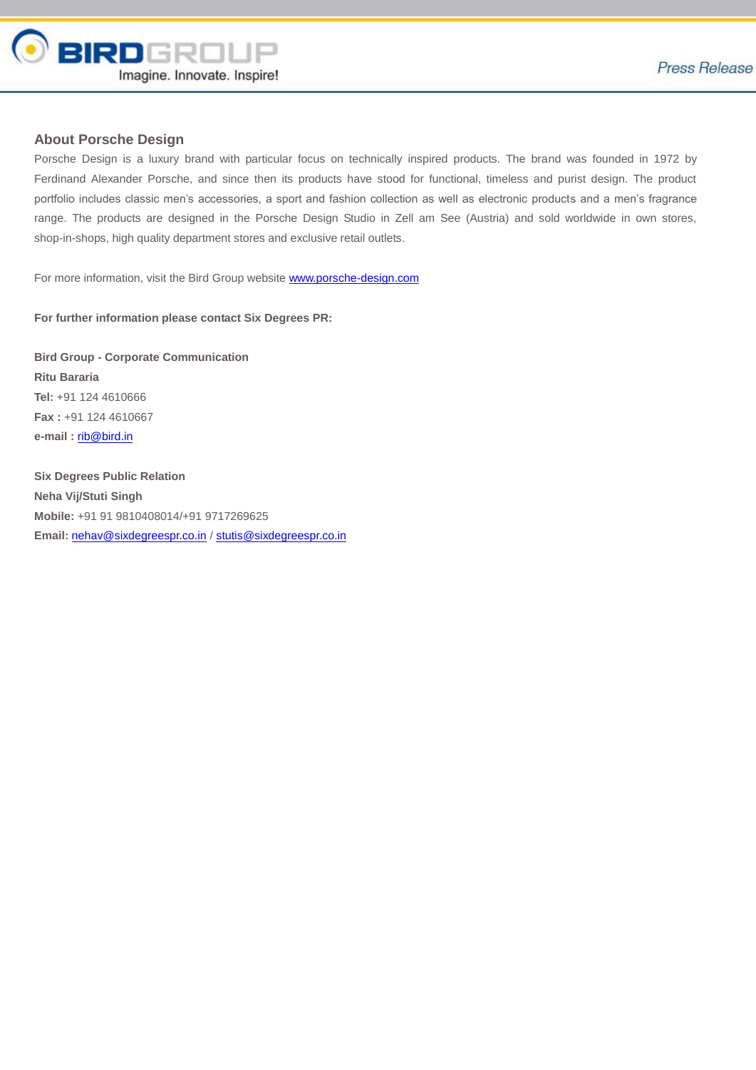## About Porsche Design

Porsche Design is a luxury brand with particular focus on technically inspired products. The brand was founded in 1972 by Ferdinand Alexander Porsche, and since then its products have stood for functional, timeless and purist design. The product portfolio includes classic men's accessories, a sport and fashion collection as well as electronic products and a men's fragrance range. The products are designed in the Porsche Design Studio in Zell am See (Austria) and sold worldwide in own stores, shop-in-shops, high quality department stores and exclusive retail outlets.

For more information, visit the Bird Group website www.porsche-design.com

**For further information please contact Six Degrees PR:**

**Bird Group - Corporate Communication**
**Ritu Bararia**
**Tel:** +91 124 4610666
**Fax :** +91 124 4610667
**e-mail :** rib@bird.in

**Six Degrees Public Relation**
**Neha Vij/Stuti Singh**
**Mobile:** +91 91 9810408014/+91 9717269625
**Email:** nehav@sixdegreespr.co.in / stutis@sixdegreespr.co.in